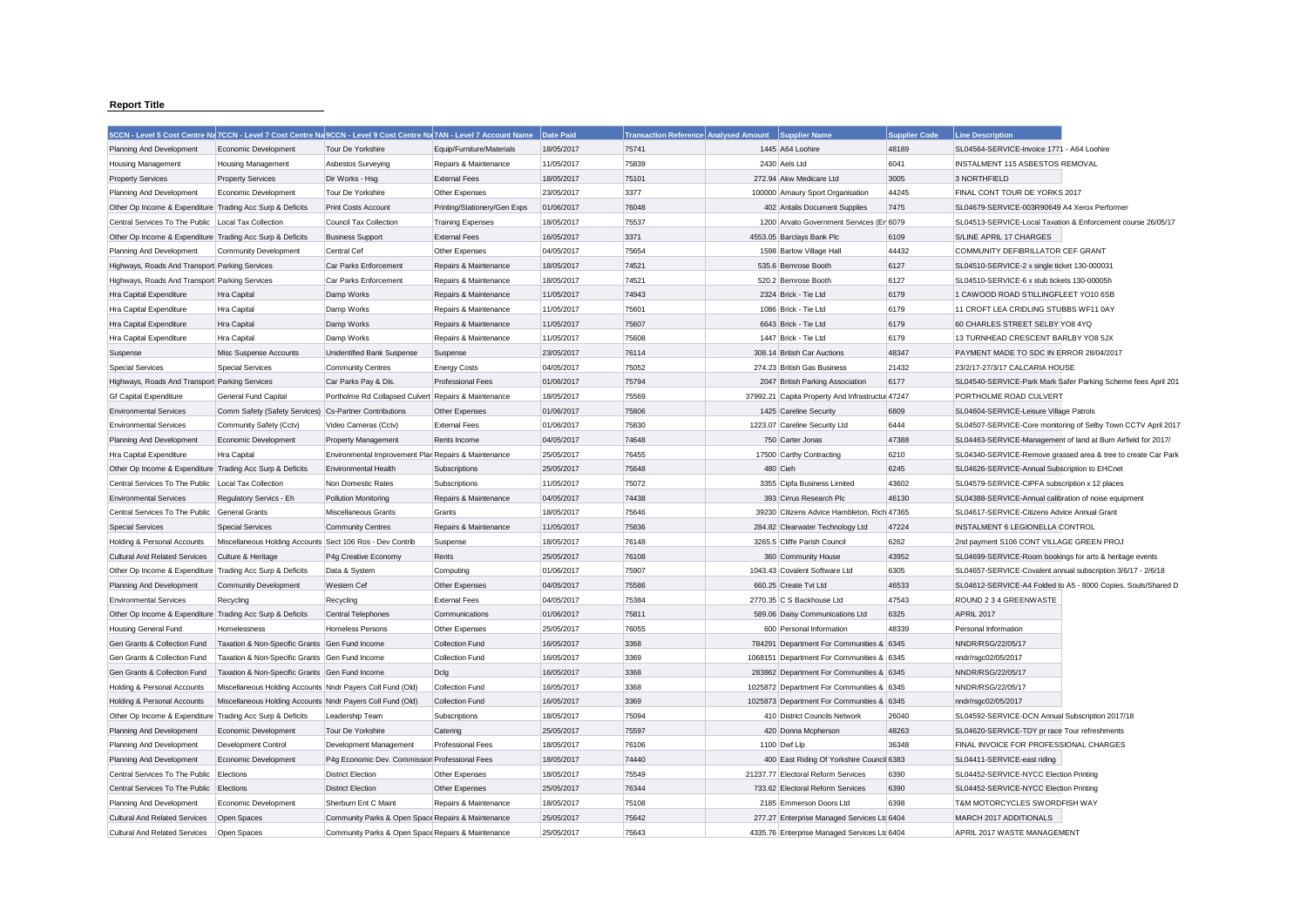**Report Title**

| 5CCN - Level 5 Cost Centre Na | 7CCN - Level 7 Cost Centre Na | 9CCN - Level 9 Cost Centre Na | 7AN - Level 7 Account Name | Date Paid | Transaction Reference | Analysed Amount | Supplier Name | Supplier Code | Line Description |
|---|---|---|---|---|---|---|---|---|---|
| Planning And Development | Economic Development | Tour De Yorkshire | Equip/Furniture/Materials | 18/05/2017 | 75741 | 1445 | A64 Loohire | 48189 | SL04564-SERVICE-Invoice 1771 - A64 Loohire |
| Housing Management | Housing Management | Asbestos Surveying | Repairs & Maintenance | 11/05/2017 | 75839 | 2430 | Aels Ltd | 6041 | INSTALMENT 115 ASBESTOS REMOVAL |
| Property Services | Property Services | Dir Works - Hsg | External Fees | 18/05/2017 | 75101 | 272.94 | Akw Medicare Ltd | 3005 | 3 NORTHFIELD |
| Planning And Development | Economic Development | Tour De Yorkshire | Other Expenses | 23/05/2017 | 3377 | 100000 | Amaury Sport Organisation | 44245 | FINAL CONT TOUR DE YORKS 2017 |
| Other Op Income & Expenditure | Trading Acc Surp & Deficits | Print Costs Account | Printing/Stationery/Gen Exps | 01/06/2017 | 76048 | 402 | Antalis Document Supplies | 7475 | SL04679-SERVICE-003R90649 A4 Xerox Performer |
| Central Services To The Public | Local Tax Collection | Council Tax Collection | Training Expenses | 18/05/2017 | 75537 | 1200 | Arvato Government Services (Er | 6079 | SL04513-SERVICE-Local Taxation & Enforcement course 26/05/17 |
| Other Op Income & Expenditure | Trading Acc Surp & Deficits | Business Support | External Fees | 16/05/2017 | 3371 | 4553.05 | Barclays Bank Plc | 6109 | S/LINE APRIL 17 CHARGES |
| Planning And Development | Community Development | Central Cef | Other Expenses | 04/05/2017 | 75654 | 1598 | Barlow Village Hall | 44432 | COMMUNITY DEFIBRILLATOR CEF GRANT |
| Highways, Roads And Transport | Parking Services | Car Parks Enforcement | Repairs & Maintenance | 18/05/2017 | 74521 | 535.6 | Bemrose Booth | 6127 | SL04510-SERVICE-2 x single ticket 130-000031 |
| Highways, Roads And Transport | Parking Services | Car Parks Enforcement | Repairs & Maintenance | 18/05/2017 | 74521 | 520.2 | Bemrose Booth | 6127 | SL04510-SERVICE-6 x stub tickets 130-00005h |
| Hra Capital Expenditure | Hra Capital | Damp Works | Repairs & Maintenance | 11/05/2017 | 74943 | 2324 | Brick - Tie Ltd | 6179 | 1 CAWOOD ROAD STILLINGFLEET YO10 6SB |
| Hra Capital Expenditure | Hra Capital | Damp Works | Repairs & Maintenance | 11/05/2017 | 75601 | 1086 | Brick - Tie Ltd | 6179 | 11 CROFT LEA CRIDLING STUBBS WF11 0AY |
| Hra Capital Expenditure | Hra Capital | Damp Works | Repairs & Maintenance | 11/05/2017 | 75607 | 6643 | Brick - Tie Ltd | 6179 | 60 CHARLES STREET SELBY YO8 4YQ |
| Hra Capital Expenditure | Hra Capital | Damp Works | Repairs & Maintenance | 11/05/2017 | 75608 | 1447 | Brick - Tie Ltd | 6179 | 13 TURNHEAD CRESCENT BARLBY YO8 5JX |
| Suspense | Misc Suspense Accounts | Unidentified Bank Suspense | Suspense | 23/05/2017 | 76114 | 308.14 | British Car Auctions | 48347 | PAYMENT MADE TO SDC IN ERROR 28/04/2017 |
| Special Services | Special Services | Community Centres | Energy Costs | 04/05/2017 | 75052 | 274.23 | British Gas Business | 21432 | 23/2/17-27/3/17 CALCARIA HOUSE |
| Highways, Roads And Transport | Parking Services | Car Parks Pay & Dis. | Professional Fees | 01/06/2017 | 75794 | 2047 | British Parking Association | 6177 | SL04540-SERVICE-Park Mark Safer Parking Scheme fees April 201 |
| Gf Capital Expenditure | General Fund Capital | Portholme Rd Collapsed Culvert | Repairs & Maintenance | 18/05/2017 | 75569 | 37992.21 | Capita Property And Infrastructur | 47247 | PORTHOLME ROAD CULVERT |
| Environmental Services | Comm Safety (Safety Services) | Cs-Partner Contributions | Other Expenses | 01/06/2017 | 75806 | 1425 | Careline Security | 6809 | SL04604-SERVICE-Leisure Village Patrols |
| Environmental Services | Community Safety (Cctv) | Video Cameras (Cctv) | External Fees | 01/06/2017 | 75830 | 1223.07 | Careline Security Ltd | 6444 | SL04507-SERVICE-Core monitoring of Selby Town CCTV April 2017 |
| Planning And Development | Economic Development | Property Management | Rents Income | 04/05/2017 | 74648 | 750 | Carter Jonas | 47388 | SL04463-SERVICE-Management of land at Burn Airfield for 2017/ |
| Hra Capital Expenditure | Hra Capital | Environmental Improvement Plan | Repairs & Maintenance | 25/05/2017 | 76455 | 17500 | Carthy Contracting | 6210 | SL04340-SERVICE-Remove grassed area & tree to create Car Park |
| Other Op Income & Expenditure | Trading Acc Surp & Deficits | Environmental Health | Subscriptions | 25/05/2017 | 75648 | 480 | Cieh | 6245 | SL04626-SERVICE-Annual Subscription to EHCnet |
| Central Services To The Public | Local Tax Collection | Non Domestic Rates | Subscriptions | 11/05/2017 | 75072 | 3355 | Cipfa Business Limited | 43602 | SL04579-SERVICE-CIPFA subscription x 12 places |
| Environmental Services | Regulatory Servics - Eh | Pollution Monitoring | Repairs & Maintenance | 04/05/2017 | 74438 | 393 | Cirrus Research Plc | 46130 | SL04388-SERVICE-Annual calibration of noise equipment |
| Central Services To The Public | General Grants | Miscellaneous Grants | Grants | 18/05/2017 | 75646 | 39230 | Citizens Advice Hambleton, Rich | 47365 | SL04617-SERVICE-Citizens Advice Annual Grant |
| Special Services | Special Services | Community Centres | Repairs & Maintenance | 11/05/2017 | 75836 | 284.82 | Clearwater Technology Ltd | 47224 | INSTALMENT 6 LEGIONELLA CONTROL |
| Holding & Personal Accounts | Miscellaneous Holding Accounts | Sect 106 Ros - Dev Contrib | Suspense | 18/05/2017 | 76148 | 3265.5 | Cliffe Parish Council | 6262 | 2nd payment S106 CONT VILLAGE GREEN PROJ |
| Cultural And Related Services | Culture & Heritage | P4g Creative Economy | Rents | 25/05/2017 | 76108 | 360 | Community House | 43952 | SL04699-SERVICE-Room bookings for arts & heritage events |
| Other Op Income & Expenditure | Trading Acc Surp & Deficits | Data & System | Computing | 01/06/2017 | 75907 | 1043.43 | Covalent Software Ltd | 6305 | SL04657-SERVICE-Covalent annual subscription 3/6/17 - 2/6/18 |
| Planning And Development | Community Development | Western Cef | Other Expenses | 04/05/2017 | 75586 | 660.25 | Create Tvt Ltd | 46533 | SL04612-SERVICE-A4 Folded to A5 - 8000 Copies. Souls/Shared D |
| Environmental Services | Recycling | Recycling | External Fees | 04/05/2017 | 75384 | 2770.35 | C S Backhouse Ltd | 47543 | ROUND 2 3 4 GREENWASTE |
| Other Op Income & Expenditure | Trading Acc Surp & Deficits | Central Telephones | Communications | 01/06/2017 | 75811 | 589.06 | Daisy Communications Ltd | 6325 | APRIL 2017 |
| Housing General Fund | Homelessness | Homeless Persons | Other Expenses | 25/05/2017 | 76055 | 600 | Personal Information | 48339 | Personal Information |
| Gen Grants & Collection Fund | Taxation & Non-Specific Grants | Gen Fund Income | Collection Fund | 16/05/2017 | 3368 | 784291 | Department For Communities & | 6345 | NNDR/RSG/22/05/17 |
| Gen Grants & Collection Fund | Taxation & Non-Specific Grants | Gen Fund Income | Collection Fund | 16/05/2017 | 3369 | 1068151 | Department For Communities & | 6345 | nndr/rsgc02/05/2017 |
| Gen Grants & Collection Fund | Taxation & Non-Specific Grants | Gen Fund Income | Dclg | 16/05/2017 | 3368 | 283862 | Department For Communities & | 6345 | NNDR/RSG/22/05/17 |
| Holding & Personal Accounts | Miscellaneous Holding Accounts | Nndr Payers Coll Fund (Old) | Collection Fund | 16/05/2017 | 3368 | 1025872 | Department For Communities & | 6345 | NNDR/RSG/22/05/17 |
| Holding & Personal Accounts | Miscellaneous Holding Accounts | Nndr Payers Coll Fund (Old) | Collection Fund | 16/05/2017 | 3369 | 1025873 | Department For Communities & | 6345 | nndr/rsgc02/05/2017 |
| Other Op Income & Expenditure | Trading Acc Surp & Deficits | Leadership Team | Subscriptions | 18/05/2017 | 75094 | 410 | District Councils Network | 26040 | SL04592-SERVICE-DCN Annual Subscription 2017/18 |
| Planning And Development | Economic Development | Tour De Yorkshire | Catering | 25/05/2017 | 75597 | 420 | Donna Mcpherson | 48263 | SL04620-SERVICE-TDY pr race Tour refreshments |
| Planning And Development | Development Control | Development Management | Professional Fees | 18/05/2017 | 76106 | 1100 | Dwf Llp | 36348 | FINAL INVOICE FOR PROFESSIONAL CHARGES |
| Planning And Development | Economic Development | P4g Economic Dev. Commission | Professional Fees | 18/05/2017 | 74440 | 400 | East Riding Of Yorkshire Council | 6383 | SL04411-SERVICE-east riding |
| Central Services To The Public | Elections | District Election | Other Expenses | 18/05/2017 | 75549 | 21237.77 | Electoral Reform Services | 6390 | SL04452-SERVICE-NYCC Election Printing |
| Central Services To The Public | Elections | District Election | Other Expenses | 25/05/2017 | 76344 | 733.62 | Electoral Reform Services | 6390 | SL04452-SERVICE-NYCC Election Printing |
| Planning And Development | Economic Development | Sherburn Ent C Maint | Repairs & Maintenance | 18/05/2017 | 75108 | 2185 | Emmerson Doors Ltd | 6398 | T&M MOTORCYCLES SWORDFISH WAY |
| Cultural And Related Services | Open Spaces | Community Parks & Open Space | Repairs & Maintenance | 25/05/2017 | 75642 | 277.27 | Enterprise Managed Services Ltd | 6404 | MARCH 2017 ADDITIONALS |
| Cultural And Related Services | Open Spaces | Community Parks & Open Space | Repairs & Maintenance | 25/05/2017 | 75643 | 4335.76 | Enterprise Managed Services Ltd | 6404 | APRIL 2017 WASTE MANAGEMENT |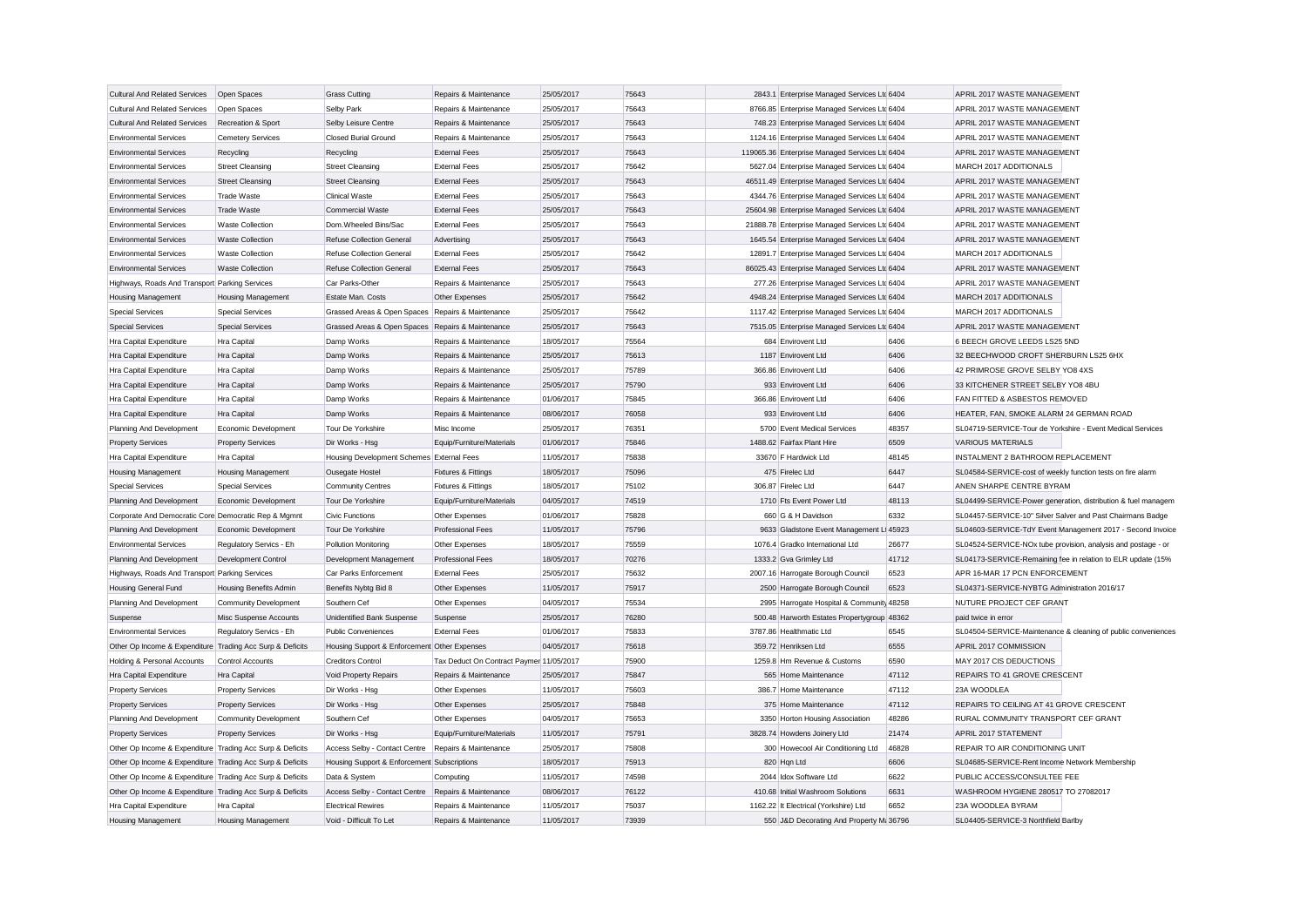| Cultural And Related Services | Open Spaces | Grass Cutting | Repairs & Maintenance | 25/05/2017 | 75643 | 2843.1 | Enterprise Managed Services Ltd | 6404 | APRIL 2017 WASTE MANAGEMENT |
|---|---|---|---|---|---|---|---|---|---|
| Cultural And Related Services | Open Spaces | Selby Park | Repairs & Maintenance | 25/05/2017 | 75643 | 8766.85 | Enterprise Managed Services Ltd | 6404 | APRIL 2017 WASTE MANAGEMENT |
| Cultural And Related Services | Recreation & Sport | Selby Leisure Centre | Repairs & Maintenance | 25/05/2017 | 75643 | 748.23 | Enterprise Managed Services Ltd | 6404 | APRIL 2017 WASTE MANAGEMENT |
| Environmental Services | Cemetery Services | Closed Burial Ground | Repairs & Maintenance | 25/05/2017 | 75643 | 1124.16 | Enterprise Managed Services Ltd | 6404 | APRIL 2017 WASTE MANAGEMENT |
| Environmental Services | Recycling | Recycling | External Fees | 25/05/2017 | 75643 | 119065.36 | Enterprise Managed Services Ltd | 6404 | APRIL 2017 WASTE MANAGEMENT |
| Environmental Services | Street Cleansing | Street Cleansing | External Fees | 25/05/2017 | 75642 | 5627.04 | Enterprise Managed Services Ltd | 6404 | MARCH 2017 ADDITIONALS |
| Environmental Services | Street Cleansing | Street Cleansing | External Fees | 25/05/2017 | 75643 | 46511.49 | Enterprise Managed Services Ltd | 6404 | APRIL 2017 WASTE MANAGEMENT |
| Environmental Services | Trade Waste | Clinical Waste | External Fees | 25/05/2017 | 75643 | 4344.76 | Enterprise Managed Services Ltd | 6404 | APRIL 2017 WASTE MANAGEMENT |
| Environmental Services | Trade Waste | Commercial Waste | External Fees | 25/05/2017 | 75643 | 25604.98 | Enterprise Managed Services Ltd | 6404 | APRIL 2017 WASTE MANAGEMENT |
| Environmental Services | Waste Collection | Dom.Wheeled Bins/Sac | External Fees | 25/05/2017 | 75643 | 21888.78 | Enterprise Managed Services Ltd | 6404 | APRIL 2017 WASTE MANAGEMENT |
| Environmental Services | Waste Collection | Refuse Collection General | Advertising | 25/05/2017 | 75643 | 1645.54 | Enterprise Managed Services Ltd | 6404 | APRIL 2017 WASTE MANAGEMENT |
| Environmental Services | Waste Collection | Refuse Collection General | External Fees | 25/05/2017 | 75642 | 12891.7 | Enterprise Managed Services Ltd | 6404 | MARCH 2017 ADDITIONALS |
| Environmental Services | Waste Collection | Refuse Collection General | External Fees | 25/05/2017 | 75643 | 86025.43 | Enterprise Managed Services Ltd | 6404 | APRIL 2017 WASTE MANAGEMENT |
| Highways, Roads And Transport | Parking Services | Car Parks-Other | Repairs & Maintenance | 25/05/2017 | 75643 | 277.26 | Enterprise Managed Services Ltd | 6404 | APRIL 2017 WASTE MANAGEMENT |
| Housing Management | Housing Management | Estate Man. Costs | Other Expenses | 25/05/2017 | 75642 | 4948.24 | Enterprise Managed Services Ltd | 6404 | MARCH 2017 ADDITIONALS |
| Special Services | Special Services | Grassed Areas & Open Spaces | Repairs & Maintenance | 25/05/2017 | 75642 | 1117.42 | Enterprise Managed Services Ltd | 6404 | MARCH 2017 ADDITIONALS |
| Special Services | Special Services | Grassed Areas & Open Spaces | Repairs & Maintenance | 25/05/2017 | 75643 | 7515.05 | Enterprise Managed Services Ltd | 6404 | APRIL 2017 WASTE MANAGEMENT |
| Hra Capital Expenditure | Hra Capital | Damp Works | Repairs & Maintenance | 18/05/2017 | 75564 | 684 | Envirovent Ltd | 6406 | 6 BEECH GROVE LEEDS LS25 5ND |
| Hra Capital Expenditure | Hra Capital | Damp Works | Repairs & Maintenance | 25/05/2017 | 75613 | 1187 | Envirovent Ltd | 6406 | 32 BEECHWOOD CROFT SHERBURN LS25 6HX |
| Hra Capital Expenditure | Hra Capital | Damp Works | Repairs & Maintenance | 25/05/2017 | 75789 | 366.86 | Envirovent Ltd | 6406 | 42 PRIMROSE GROVE SELBY YO8 4XS |
| Hra Capital Expenditure | Hra Capital | Damp Works | Repairs & Maintenance | 25/05/2017 | 75790 | 933 | Envirovent Ltd | 6406 | 33 KITCHENER STREET SELBY YO8 4BU |
| Hra Capital Expenditure | Hra Capital | Damp Works | Repairs & Maintenance | 01/06/2017 | 75845 | 366.86 | Envirovent Ltd | 6406 | FAN FITTED & ASBESTOS REMOVED |
| Hra Capital Expenditure | Hra Capital | Damp Works | Repairs & Maintenance | 08/06/2017 | 76058 | 933 | Envirovent Ltd | 6406 | HEATER, FAN, SMOKE ALARM 24 GERMAN ROAD |
| Planning And Development | Economic Development | Tour De Yorkshire | Misc Income | 25/05/2017 | 76351 | 5700 | Event Medical Services | 48357 | SL04719-SERVICE-Tour de Yorkshire - Event Medical Services |
| Property Services | Property Services | Dir Works - Hsg | Equip/Furniture/Materials | 01/06/2017 | 75846 | 1488.62 | Fairfax Plant Hire | 6509 | VARIOUS MATERIALS |
| Hra Capital Expenditure | Hra Capital | Housing Development Schemes | External Fees | 11/05/2017 | 75838 | 33670 | F Hardwick Ltd | 48145 | INSTALMENT 2 BATHROOM REPLACEMENT |
| Housing Management | Housing Management | Ousegate Hostel | Fixtures & Fittings | 18/05/2017 | 75096 | 475 | Firelec Ltd | 6447 | SL04584-SERVICE-cost of weekly function tests on fire alarm |
| Special Services | Special Services | Community Centres | Fixtures & Fittings | 18/05/2017 | 75102 | 306.87 | Firelec Ltd | 6447 | ANEN SHARPE CENTRE BYRAM |
| Planning And Development | Economic Development | Tour De Yorkshire | Equip/Furniture/Materials | 04/05/2017 | 74519 | 1710 | Fts Event Power Ltd | 48113 | SL04499-SERVICE-Power generation, distribution & fuel managem |
| Corporate And Democratic Core | Democratic Rep & Mgmnt | Civic Functions | Other Expenses | 01/06/2017 | 75828 | 660 | G & H Davidson | 6332 | SL04457-SERVICE-10" Silver Salver and Past Chairmans Badge |
| Planning And Development | Economic Development | Tour De Yorkshire | Professional Fees | 11/05/2017 | 75796 | 9633 | Gladstone Event Management Ltd | 45923 | SL04603-SERVICE-TdY Event Management 2017 - Second Invoice |
| Environmental Services | Regulatory Servics - Eh | Pollution Monitoring | Other Expenses | 18/05/2017 | 75559 | 1076.4 | Gradko International Ltd | 26677 | SL04524-SERVICE-NOx tube provision, analysis and postage - or |
| Planning And Development | Development Control | Development Management | Professional Fees | 18/05/2017 | 70276 | 1333.2 | Gva Grimley Ltd | 41712 | SL04173-SERVICE-Remaining fee in relation to ELR update (15% |
| Highways, Roads And Transport | Parking Services | Car Parks Enforcement | External Fees | 25/05/2017 | 75632 | 2007.16 | Harrogate Borough Council | 6523 | APR 16-MAR 17 PCN ENFORCEMENT |
| Housing General Fund | Housing Benefits Admin | Benefits Nybtg Bid 8 | Other Expenses | 11/05/2017 | 75917 | 2500 | Harrogate Borough Council | 6523 | SL04371-SERVICE-NYBTG Administration 2016/17 |
| Planning And Development | Community Development | Southern Cef | Other Expenses | 04/05/2017 | 75534 | 2995 | Harrogate Hospital & Community | 48258 | NUTURE PROJECT CEF GRANT |
| Suspense | Misc Suspense Accounts | Unidentified Bank Suspense | Suspense | 25/05/2017 | 76280 | 500.48 | Harworth Estates Propertygroup | 48362 | paid twice in error |
| Environmental Services | Regulatory Servics - Eh | Public Conveniences | External Fees | 01/06/2017 | 75833 | 3787.86 | Healthmatic Ltd | 6545 | SL04504-SERVICE-Maintenance & cleaning of public conveniences |
| Other Op Income & Expenditure | Trading Acc Surp & Deficits | Housing Support & Enforcement | Other Expenses | 04/05/2017 | 75618 | 359.72 | Henriksen Ltd | 6555 | APRIL 2017 COMMISSION |
| Holding & Personal Accounts | Control Accounts | Creditors Control | Tax Deduct On Contract Paymen | 11/05/2017 | 75900 | 1259.8 | Hm Revenue & Customs | 6590 | MAY 2017 CIS DEDUCTIONS |
| Hra Capital Expenditure | Hra Capital | Void Property Repairs | Repairs & Maintenance | 25/05/2017 | 75847 | 565 | Home Maintenance | 47112 | REPAIRS TO 41 GROVE CRESCENT |
| Property Services | Property Services | Dir Works - Hsg | Other Expenses | 11/05/2017 | 75603 | 386.7 | Home Maintenance | 47112 | 23A WOODLEA |
| Property Services | Property Services | Dir Works - Hsg | Other Expenses | 25/05/2017 | 75848 | 375 | Home Maintenance | 47112 | REPAIRS TO CEILING AT 41 GROVE CRESCENT |
| Planning And Development | Community Development | Southern Cef | Other Expenses | 04/05/2017 | 75653 | 3350 | Horton Housing Association | 48286 | RURAL COMMUNITY TRANSPORT CEF GRANT |
| Property Services | Property Services | Dir Works - Hsg | Equip/Furniture/Materials | 11/05/2017 | 75791 | 3828.74 | Howdens Joinery Ltd | 21474 | APRIL 2017 STATEMENT |
| Other Op Income & Expenditure | Trading Acc Surp & Deficits | Access Selby - Contact Centre | Repairs & Maintenance | 25/05/2017 | 75808 | 300 | Howecool Air Conditioning Ltd | 46828 | REPAIR TO AIR CONDITIONING UNIT |
| Other Op Income & Expenditure | Trading Acc Surp & Deficits | Housing Support & Enforcement | Subscriptions | 18/05/2017 | 75913 | 820 | Hqn Ltd | 6606 | SL04685-SERVICE-Rent Income Network Membership |
| Other Op Income & Expenditure | Trading Acc Surp & Deficits | Data & System | Computing | 11/05/2017 | 74598 | 2044 | Idox Software Ltd | 6622 | PUBLIC ACCESS/CONSULTEE FEE |
| Other Op Income & Expenditure | Trading Acc Surp & Deficits | Access Selby - Contact Centre | Repairs & Maintenance | 08/06/2017 | 76122 | 410.68 | Initial Washroom Solutions | 6631 | WASHROOM HYGIENE 280517 TO 27082017 |
| Hra Capital Expenditure | Hra Capital | Electrical Rewires | Repairs & Maintenance | 11/05/2017 | 75037 | 1162.22 | It Electrical (Yorkshire) Ltd | 6652 | 23A WOODLEA BYRAM |
| Housing Management | Housing Management | Void - Difficult To Let | Repairs & Maintenance | 11/05/2017 | 73939 | 550 | J&D Decorating And Property Ma | 36796 | SL04405-SERVICE-3 Northfield Barlby |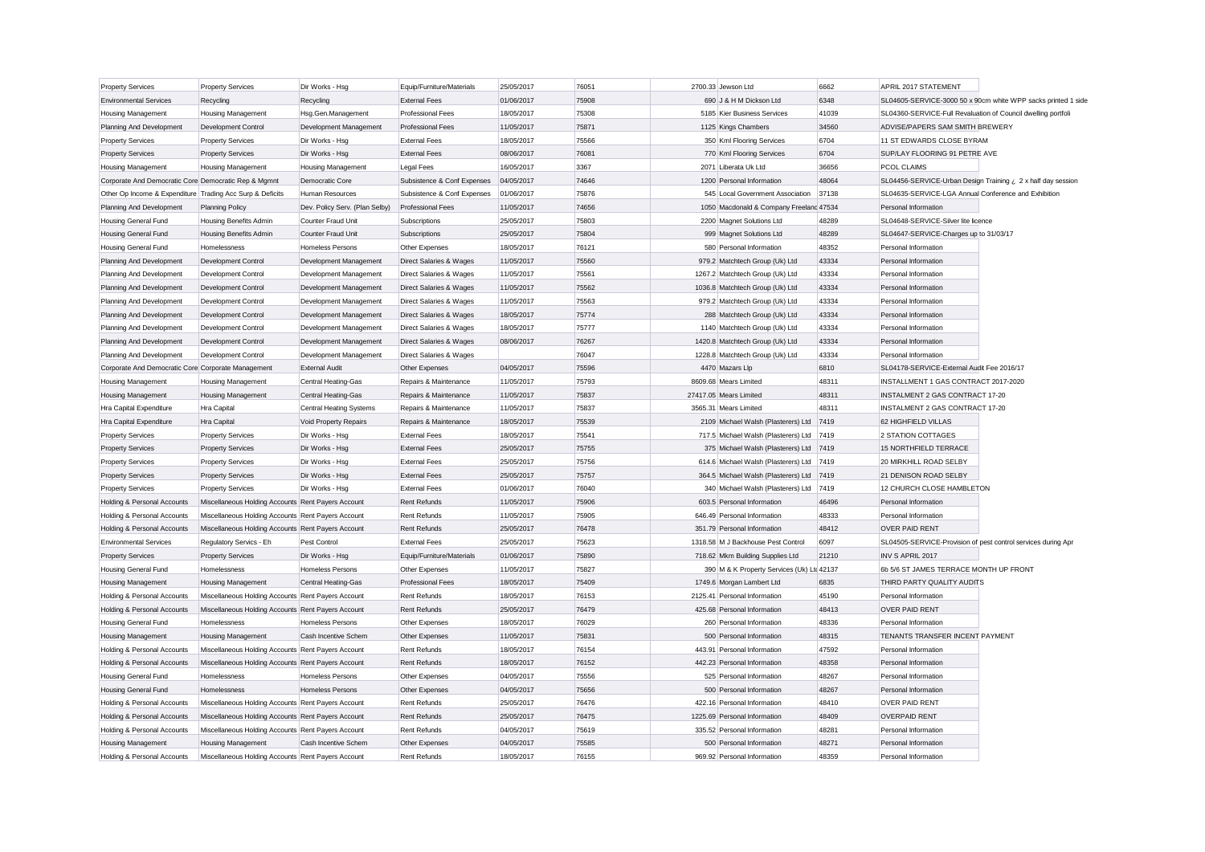| Property Services | Property Services | Dir Works - Hsg | Equip/Furniture/Materials | 25/05/2017 | 76051 | 2700.33 | Jewson Ltd | 6662 | APRIL 2017 STATEMENT |
|---|---|---|---|---|---|---|---|---|---|
| Environmental Services | Recycling | Recycling | External Fees | 01/06/2017 | 75908 | 690 | J & H M Dickson Ltd | 6348 | SL04605-SERVICE-3000 50 x 90cm white WPP sacks printed 1 side |
| Housing Management | Housing Management | Hsg.Gen.Management | Professional Fees | 18/05/2017 | 75308 | 5185 | Kier Business Services | 41039 | SL04360-SERVICE-Full Revaluation of Council dwelling portfoli |
| Planning And Development | Development Control | Development Management | Professional Fees | 11/05/2017 | 75871 | 1125 | Kings Chambers | 34560 | ADVISE/PAPERS SAM SMITH BREWERY |
| Property Services | Property Services | Dir Works - Hsg | External Fees | 18/05/2017 | 75566 | 350 | Kml Flooring Services | 6704 | 11 ST EDWARDS CLOSE BYRAM |
| Property Services | Property Services | Dir Works - Hsg | External Fees | 08/06/2017 | 76081 | 770 | Kml Flooring Services | 6704 | SUP/LAY FLOORING 91 PETRE AVE |
| Housing Management | Housing Management | Housing Management | Legal Fees | 16/05/2017 | 3367 | 2071 | Liberata Uk Ltd | 36656 | PCOL CLAIMS |
| Corporate And Democratic Core | Democratic Rep & Mgmnt | Democratic Core | Subsistence & Conf Expenses | 04/05/2017 | 74646 | 1200 | Personal Information | 48064 | SL04456-SERVICE-Urban Design Training ¿ 2 x half day session |
| Other Op Income & Expenditure | Trading Acc Surp & Deficits | Human Resources | Subsistence & Conf Expenses | 01/06/2017 | 75876 | 545 | Local Government Association | 37138 | SL04635-SERVICE-LGA Annual Conference and Exhibition |
| Planning And Development | Planning Policy | Dev. Policy Serv. (Plan Selby) | Professional Fees | 11/05/2017 | 74656 | 1050 | Macdonald & Company Freelanc | 47534 | Personal Information |
| Housing General Fund | Housing Benefits Admin | Counter Fraud Unit | Subscriptions | 25/05/2017 | 75803 | 2200 | Magnet Solutions Ltd | 48289 | SL04648-SERVICE-Silver lite licence |
| Housing General Fund | Housing Benefits Admin | Counter Fraud Unit | Subscriptions | 25/05/2017 | 75804 | 999 | Magnet Solutions Ltd | 48289 | SL04647-SERVICE-Charges up to 31/03/17 |
| Housing General Fund | Homelessness | Homeless Persons | Other Expenses | 18/05/2017 | 76121 | 580 | Personal Information | 48352 | Personal Information |
| Planning And Development | Development Control | Development Management | Direct Salaries & Wages | 11/05/2017 | 75560 | 979.2 | Matchtech Group (Uk) Ltd | 43334 | Personal Information |
| Planning And Development | Development Control | Development Management | Direct Salaries & Wages | 11/05/2017 | 75561 | 1267.2 | Matchtech Group (Uk) Ltd | 43334 | Personal Information |
| Planning And Development | Development Control | Development Management | Direct Salaries & Wages | 11/05/2017 | 75562 | 1036.8 | Matchtech Group (Uk) Ltd | 43334 | Personal Information |
| Planning And Development | Development Control | Development Management | Direct Salaries & Wages | 11/05/2017 | 75563 | 979.2 | Matchtech Group (Uk) Ltd | 43334 | Personal Information |
| Planning And Development | Development Control | Development Management | Direct Salaries & Wages | 18/05/2017 | 75774 | 288 | Matchtech Group (Uk) Ltd | 43334 | Personal Information |
| Planning And Development | Development Control | Development Management | Direct Salaries & Wages | 18/05/2017 | 75777 | 1140 | Matchtech Group (Uk) Ltd | 43334 | Personal Information |
| Planning And Development | Development Control | Development Management | Direct Salaries & Wages | 08/06/2017 | 76267 | 1420.8 | Matchtech Group (Uk) Ltd | 43334 | Personal Information |
| Planning And Development | Development Control | Development Management | Direct Salaries & Wages | | 76047 | 1228.8 | Matchtech Group (Uk) Ltd | 43334 | Personal Information |
| Corporate And Democratic Core | Corporate Management | External Audit | Other Expenses | 04/05/2017 | 75596 | 4470 | Mazars Llp | 6810 | SL04178-SERVICE-External Audit Fee 2016/17 |
| Housing Management | Housing Management | Central Heating-Gas | Repairs & Maintenance | 11/05/2017 | 75793 | 8609.68 | Mears Limited | 48311 | INSTALLMENT 1 GAS CONTRACT 2017-2020 |
| Housing Management | Housing Management | Central Heating-Gas | Repairs & Maintenance | 11/05/2017 | 75837 | 27417.05 | Mears Limited | 48311 | INSTALMENT 2 GAS CONTRACT 17-20 |
| Hra Capital Expenditure | Hra Capital | Central Heating Systems | Repairs & Maintenance | 11/05/2017 | 75837 | 3565.31 | Mears Limited | 48311 | INSTALMENT 2 GAS CONTRACT 17-20 |
| Hra Capital Expenditure | Hra Capital | Void Property Repairs | Repairs & Maintenance | 18/05/2017 | 75539 | 2109 | Michael Walsh (Plasterers) Ltd | 7419 | 62 HIGHFIELD VILLAS |
| Property Services | Property Services | Dir Works - Hsg | External Fees | 18/05/2017 | 75541 | 717.5 | Michael Walsh (Plasterers) Ltd | 7419 | 2 STATION COTTAGES |
| Property Services | Property Services | Dir Works - Hsg | External Fees | 25/05/2017 | 75755 | 375 | Michael Walsh (Plasterers) Ltd | 7419 | 15 NORTHFIELD TERRACE |
| Property Services | Property Services | Dir Works - Hsg | External Fees | 25/05/2017 | 75756 | 614.6 | Michael Walsh (Plasterers) Ltd | 7419 | 20 MIRKHILL ROAD SELBY |
| Property Services | Property Services | Dir Works - Hsg | External Fees | 25/05/2017 | 75757 | 364.5 | Michael Walsh (Plasterers) Ltd | 7419 | 21 DENISON ROAD SELBY |
| Property Services | Property Services | Dir Works - Hsg | External Fees | 01/06/2017 | 76040 | 340 | Michael Walsh (Plasterers) Ltd | 7419 | 12 CHURCH CLOSE HAMBLETON |
| Holding & Personal Accounts | Miscellaneous Holding Accounts | Rent Payers Account | Rent Refunds | 11/05/2017 | 75906 | 603.5 | Personal Information | 46496 | Personal Information |
| Holding & Personal Accounts | Miscellaneous Holding Accounts | Rent Payers Account | Rent Refunds | 11/05/2017 | 75905 | 646.49 | Personal Information | 48333 | Personal Information |
| Holding & Personal Accounts | Miscellaneous Holding Accounts | Rent Payers Account | Rent Refunds | 25/05/2017 | 76478 | 351.79 | Personal Information | 48412 | OVER PAID RENT |
| Environmental Services | Regulatory Servics - Eh | Pest Control | External Fees | 25/05/2017 | 75623 | 1318.58 | M J Backhouse Pest Control | 6097 | SL04505-SERVICE-Provision of pest control services during Apr |
| Property Services | Property Services | Dir Works - Hsg | Equip/Furniture/Materials | 01/06/2017 | 75890 | 718.62 | Mkm Building Supplies Ltd | 21210 | INV S APRIL 2017 |
| Housing General Fund | Homelessness | Homeless Persons | Other Expenses | 11/05/2017 | 75827 | 390 | M & K Property Services (Uk) Ltd | 42137 | 6b 5/6 ST JAMES TERRACE MONTH UP FRONT |
| Housing Management | Housing Management | Central Heating-Gas | Professional Fees | 18/05/2017 | 75409 | 1749.6 | Morgan Lambert Ltd | 6835 | THIRD PARTY QUALITY AUDITS |
| Holding & Personal Accounts | Miscellaneous Holding Accounts | Rent Payers Account | Rent Refunds | 18/05/2017 | 76153 | 2125.41 | Personal Information | 45190 | Personal Information |
| Holding & Personal Accounts | Miscellaneous Holding Accounts | Rent Payers Account | Rent Refunds | 25/05/2017 | 76479 | 425.68 | Personal Information | 48413 | OVER PAID RENT |
| Housing General Fund | Homelessness | Homeless Persons | Other Expenses | 18/05/2017 | 76029 | 260 | Personal Information | 48336 | Personal Information |
| Housing Management | Housing Management | Cash Incentive Schem | Other Expenses | 11/05/2017 | 75831 | 500 | Personal Information | 48315 | TENANTS TRANSFER INCENT PAYMENT |
| Holding & Personal Accounts | Miscellaneous Holding Accounts | Rent Payers Account | Rent Refunds | 18/05/2017 | 76154 | 443.91 | Personal Information | 47592 | Personal Information |
| Holding & Personal Accounts | Miscellaneous Holding Accounts | Rent Payers Account | Rent Refunds | 18/05/2017 | 76152 | 442.23 | Personal Information | 48358 | Personal Information |
| Housing General Fund | Homelessness | Homeless Persons | Other Expenses | 04/05/2017 | 75556 | 525 | Personal Information | 48267 | Personal Information |
| Housing General Fund | Homelessness | Homeless Persons | Other Expenses | 04/05/2017 | 75656 | 500 | Personal Information | 48267 | Personal Information |
| Holding & Personal Accounts | Miscellaneous Holding Accounts | Rent Payers Account | Rent Refunds | 25/05/2017 | 76476 | 422.16 | Personal Information | 48410 | OVER PAID RENT |
| Holding & Personal Accounts | Miscellaneous Holding Accounts | Rent Payers Account | Rent Refunds | 25/05/2017 | 76475 | 1225.69 | Personal Information | 48409 | OVERPAID RENT |
| Holding & Personal Accounts | Miscellaneous Holding Accounts | Rent Payers Account | Rent Refunds | 04/05/2017 | 75619 | 335.52 | Personal Information | 48281 | Personal Information |
| Housing Management | Housing Management | Cash Incentive Schem | Other Expenses | 04/05/2017 | 75585 | 500 | Personal Information | 48271 | Personal Information |
| Holding & Personal Accounts | Miscellaneous Holding Accounts | Rent Payers Account | Rent Refunds | 18/05/2017 | 76155 | 969.92 | Personal Information | 48359 | Personal Information |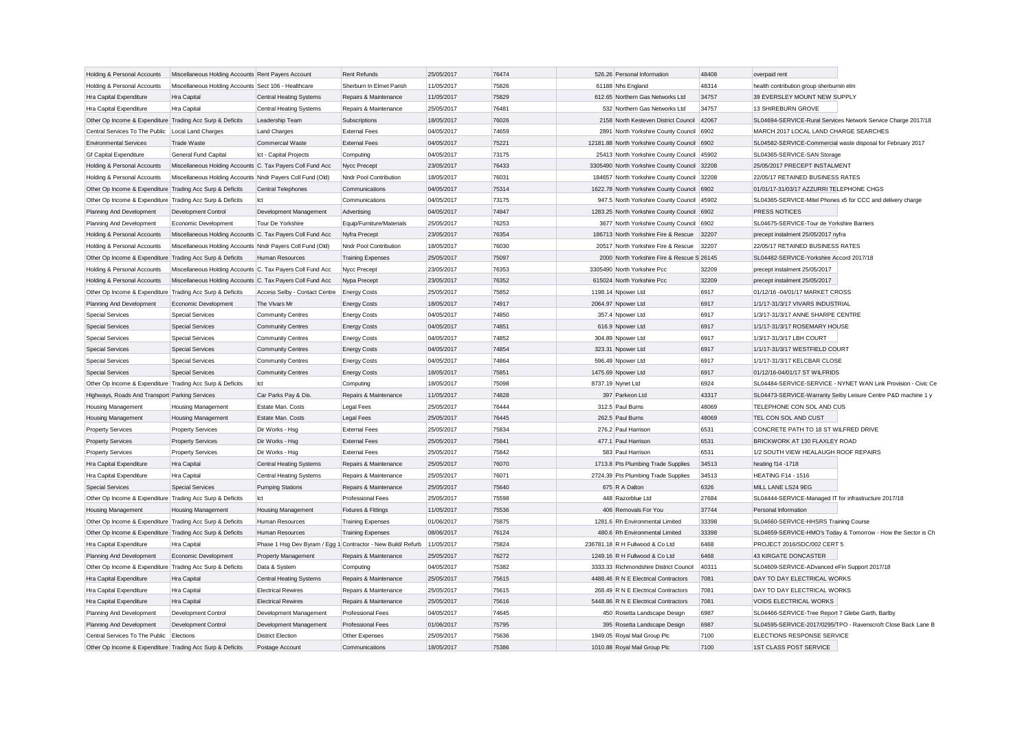| | | | | | | | | | |
|---|---|---|---|---|---|---|---|---|---|
| Holding & Personal Accounts | Miscellaneous Holding Accounts | Rent Payers Account | Rent Refunds | 25/05/2017 | 76474 | 526.26 | Personal Information | 48408 | overpaid rent |
| Holding & Personal Accounts | Miscellaneous Holding Accounts | Sect 106 - Healthcare | Sherburn In Elmet Parish | 11/05/2017 | 75826 | 61188 | Nhs England | 48314 | health contribution group sherburnin elm |
| Hra Capital Expenditure | Hra Capital | Central Heating Systems | Repairs & Maintenance | 11/05/2017 | 75829 | 612.65 | Northern Gas Networks Ltd | 34757 | 39 EVERSLEY MOUNT NEW SUPPLY |
| Hra Capital Expenditure | Hra Capital | Central Heating Systems | Repairs & Maintenance | 25/05/2017 | 76481 | 532 | Northern Gas Networks Ltd | 34757 | 13 SHIREBURN GROVE |
| Other Op Income & Expenditure | Trading Acc Surp & Deficits | Leadership Team | Subscriptions | 18/05/2017 | 76026 | 2158 | North Kesteven District Council | 42067 | SL04694-SERVICE-Rural Services Network Service Charge 2017/18 |
| Central Services To The Public | Local Land Charges | Land Charges | External Fees | 04/05/2017 | 74659 | 2891 | North Yorkshire County Council | 6902 | MARCH 2017 LOCAL LAND CHARGE SEARCHES |
| Environmental Services | Trade Waste | Commercial Waste | External Fees | 04/05/2017 | 75221 | 12181.88 | North Yorkshire County Council | 6902 | SL04582-SERVICE-Commercial waste disposal for February 2017 |
| Gf Capital Expenditure | General Fund Capital | Ict - Capital Projects | Computing | 04/05/2017 | 73175 | 25413 | North Yorkshire County Council | 45902 | SL04365-SERVICE-SAN Storage |
| Holding & Personal Accounts | Miscellaneous Holding Accounts | C. Tax Payers Coll Fund Acc | Nycc Precept | 23/05/2017 | 76433 | 3305490 | North Yorkshire County Council | 32208 | 25/05/2017 PRECEPT INSTALMENT |
| Holding & Personal Accounts | Miscellaneous Holding Accounts | Nndr Payers Coll Fund (Old) | Nndr Pool Contribution | 18/05/2017 | 76031 | 184657 | North Yorkshire County Council | 32208 | 22/05/17 RETAINED BUSINESS RATES |
| Other Op Income & Expenditure | Trading Acc Surp & Deficits | Central Telephones | Communications | 04/05/2017 | 75314 | 1622.78 | North Yorkshire County Council | 6902 | 01/01/17-31/03/17 AZZURRI TELEPHONE CHGS |
| Other Op Income & Expenditure | Trading Acc Surp & Deficits | Ict | Communications | 04/05/2017 | 73175 | 947.5 | North Yorkshire County Council | 45902 | SL04365-SERVICE-Mitel Phones x5 for CCC and delivery charge |
| Planning And Development | Development Control | Development Management | Advertising | 04/05/2017 | 74947 | 1283.25 | North Yorkshire County Council | 6902 | PRESS NOTICES |
| Planning And Development | Economic Development | Tour De Yorkshire | Equip/Furniture/Materials | 25/05/2017 | 76253 | 3677 | North Yorkshire County Council | 6902 | SL04675-SERVICE-Tour de Yorkshire Barriers |
| Holding & Personal Accounts | Miscellaneous Holding Accounts | C. Tax Payers Coll Fund Acc | Nyfra Precept | 23/05/2017 | 76354 | 186713 | North Yorkshire Fire & Rescue | 32207 | precept instalment 25/05/2017 nyfra |
| Holding & Personal Accounts | Miscellaneous Holding Accounts | Nndr Payers Coll Fund (Old) | Nndr Pool Contribution | 18/05/2017 | 76030 | 20517 | North Yorkshire Fire & Rescue | 32207 | 22/05/17 RETAINED BUSINESS RATES |
| Other Op Income & Expenditure | Trading Acc Surp & Deficits | Human Resources | Training Expenses | 25/05/2017 | 75097 | 2000 | North Yorkshire Fire & Rescue S | 26145 | SL04482-SERVICE-Yorkshire Accord 2017/18 |
| Holding & Personal Accounts | Miscellaneous Holding Accounts | C. Tax Payers Coll Fund Acc | Nycc Precept | 23/05/2017 | 76353 | 3305490 | North Yorkshire Pcc | 32209 | precept instalment 25/05/2017 |
| Holding & Personal Accounts | Miscellaneous Holding Accounts | C. Tax Payers Coll Fund Acc | Nypa Precept | 23/05/2017 | 76352 | 615024 | North Yorkshire Pcc | 32209 | precept instalment 25/05/2017 |
| Other Op Income & Expenditure | Trading Acc Surp & Deficits | Access Selby - Contact Centre | Energy Costs | 25/05/2017 | 75852 | 1198.14 | Npower Ltd | 6917 | 01/12/16 -04/01/17 MARKET CROSS |
| Planning And Development | Economic Development | The Vivars Mr | Energy Costs | 18/05/2017 | 74917 | 2064.97 | Npower Ltd | 6917 | 1/1/17-31/3/17 VIVARS INDUSTRIAL |
| Special Services | Special Services | Community Centres | Energy Costs | 04/05/2017 | 74850 | 357.4 | Npower Ltd | 6917 | 1/3/17-31/3/17 ANNE SHARPE CENTRE |
| Special Services | Special Services | Community Centres | Energy Costs | 04/05/2017 | 74851 | 616.9 | Npower Ltd | 6917 | 1/1/17-31/3/17 ROSEMARY HOUSE |
| Special Services | Special Services | Community Centres | Energy Costs | 04/05/2017 | 74852 | 304.89 | Npower Ltd | 6917 | 1/3/17-31/3/17 LBH COURT |
| Special Services | Special Services | Community Centres | Energy Costs | 04/05/2017 | 74854 | 323.31 | Npower Ltd | 6917 | 1/1/17-31/3/17 WESTFIELD COURT |
| Special Services | Special Services | Community Centres | Energy Costs | 04/05/2017 | 74864 | 596.49 | Npower Ltd | 6917 | 1/1/17-31/3/17 KELCBAR CLOSE |
| Special Services | Special Services | Community Centres | Energy Costs | 18/05/2017 | 75851 | 1475.69 | Npower Ltd | 6917 | 01/12/16-04/01/17 ST WILFRIDS |
| Other Op Income & Expenditure | Trading Acc Surp & Deficits | Ict | Computing | 18/05/2017 | 75098 | 8737.19 | Nynet Ltd | 6924 | SL04484-SERVICE-SERVICE - NYNET WAN Link Provision - Civic Ce |
| Highways, Roads And Transport | Parking Services | Car Parks Pay & Dis. | Repairs & Maintenance | 11/05/2017 | 74828 | 397 | Parkeon Ltd | 43317 | SL04473-SERVICE-Warranty Selby Leisure Centre P&D machine 1 y |
| Housing Management | Housing Management | Estate Man. Costs | Legal Fees | 25/05/2017 | 76444 | 312.5 | Paul Burns | 48069 | TELEPHONE CON SOL AND CUS |
| Housing Management | Housing Management | Estate Man. Costs | Legal Fees | 25/05/2017 | 76445 | 262.5 | Paul Burns | 48069 | TEL CON SOL AND CUST |
| Property Services | Property Services | Dir Works - Hsg | External Fees | 25/05/2017 | 75834 | 276.2 | Paul Harrison | 6531 | CONCRETE PATH TO 18 ST WILFRED DRIVE |
| Property Services | Property Services | Dir Works - Hsg | External Fees | 25/05/2017 | 75841 | 477.1 | Paul Harrison | 6531 | BRICKWORK AT 130 FLAXLEY ROAD |
| Property Services | Property Services | Dir Works - Hsg | External Fees | 25/05/2017 | 75842 | 583 | Paul Harrison | 6531 | 1/2 SOUTH VIEW HEALAUGH ROOF REPAIRS |
| Hra Capital Expenditure | Hra Capital | Central Heating Systems | Repairs & Maintenance | 25/05/2017 | 76070 | 1713.8 | Pts Plumbing Trade Supplies | 34513 | heating f14 -1718 |
| Hra Capital Expenditure | Hra Capital | Central Heating Systems | Repairs & Maintenance | 25/05/2017 | 76071 | 2724.39 | Pts Plumbing Trade Supplies | 34513 | HEATING F14 - 1516 |
| Special Services | Special Services | Pumping Stations | Repairs & Maintenance | 25/05/2017 | 75640 | 675 | R A Dalton | 6326 | MILL LANE LS24 9EG |
| Other Op Income & Expenditure | Trading Acc Surp & Deficits | Ict | Professional Fees | 25/05/2017 | 75598 | 448 | Razorblue Ltd | 27684 | SL04444-SERVICE-Managed IT for infrastructure 2017/18 |
| Housing Management | Housing Management | Housing Management | Fixtures & Fittings | 11/05/2017 | 75536 | 406 | Removals For You | 37744 | Personal Information |
| Other Op Income & Expenditure | Trading Acc Surp & Deficits | Human Resources | Training Expenses | 01/06/2017 | 75875 | 1281.6 | Rh Environmental Limited | 33398 | SL04660-SERVICE-HHSRS Training Course |
| Other Op Income & Expenditure | Trading Acc Surp & Deficits | Human Resources | Training Expenses | 08/06/2017 | 76124 | 480.6 | Rh Environmental Limited | 33398 | SL04659-SERVICE-HMO's Today & Tomorrow - How the Sector is Ch |
| Hra Capital Expenditure | Hra Capital | Phase 1 Hsg Dev Byram / Egg 1 | Contractor - New Build/ Refurb | 11/05/2017 | 75824 | 236781.18 | R H Fullwood & Co Ltd | 6468 | PROJECT 2016/SDC/002 CERT 5 |
| Planning And Development | Economic Development | Property Management | Repairs & Maintenance | 25/05/2017 | 76272 | 1249.16 | R H Fullwood & Co Ltd | 6468 | 43 KIRGATE DONCASTER |
| Other Op Income & Expenditure | Trading Acc Surp & Deficits | Data & System | Computing | 04/05/2017 | 75382 | 3333.33 | Richmondshire District Council | 40311 | SL04609-SERVICE-ADvanced eFin Support 2017/18 |
| Hra Capital Expenditure | Hra Capital | Central Heating Systems | Repairs & Maintenance | 25/05/2017 | 75615 | 4488.46 | R N E Electrical Contractors | 7081 | DAY TO DAY ELECTRICAL WORKS |
| Hra Capital Expenditure | Hra Capital | Electrical Rewires | Repairs & Maintenance | 25/05/2017 | 75615 | 268.49 | R N E Electrical Contractors | 7081 | DAY TO DAY ELECTRICAL WORKS |
| Hra Capital Expenditure | Hra Capital | Electrical Rewires | Repairs & Maintenance | 25/05/2017 | 75616 | 5448.86 | R N E Electrical Contractors | 7081 | VOIDS ELECTRICAL WORKS |
| Planning And Development | Development Control | Development Management | Professional Fees | 04/05/2017 | 74645 | 450 | Rosetta Landscape Design | 6987 | SL04466-SERVICE-Tree Report 7 Glebe Garth, Barlby |
| Planning And Development | Development Control | Development Management | Professional Fees | 01/06/2017 | 75795 | 395 | Rosetta Landscape Design | 6987 | SL04595-SERVICE-2017/0295/TPO - Ravenscroft Close Back Lane B |
| Central Services To The Public | Elections | District Election | Other Expenses | 25/05/2017 | 75636 | 1949.05 | Royal Mail Group Plc | 7100 | ELECTIONS RESPONSE SERVICE |
| Other Op Income & Expenditure | Trading Acc Surp & Deficits | Postage Account | Communications | 18/05/2017 | 75386 | 1010.88 | Royal Mail Group Plc | 7100 | 1ST CLASS POST SERVICE |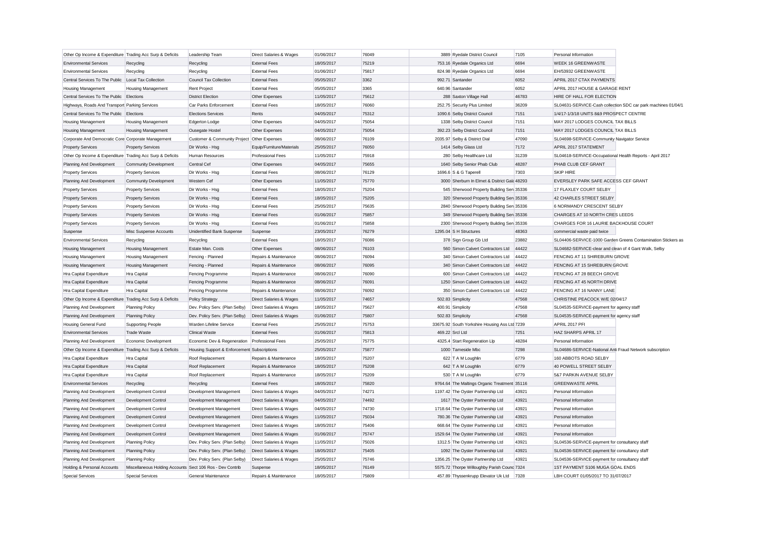| Other Op Income & Expenditure | Trading Acc Surp & Deficits | Leadership Team | Direct Salaries & Wages | 01/06/2017 | 76049 | 3889 | Ryedale District Council | 7105 | Personal Information |
|---|---|---|---|---|---|---|---|---|---|
| Environmental Services | Recycling | Recycling | External Fees | 18/05/2017 | 75219 | 753.16 | Ryedale Organics Ltd | 6694 | WEEK 16 GREENWASTE |
| Environmental Services | Recycling | Recycling | External Fees | 01/06/2017 | 75817 | 824.98 | Ryedale Organics Ltd | 6694 | EH/53932 GREENWASTE |
| Central Services To The Public | Local Tax Collection | Council Tax Collection | External Fees | 05/05/2017 | 3362 | 992.71 | Santander | 6052 | APRIL 2017 CTAX PAYMENTS |
| Housing Management | Housing Management | Rent Project | External Fees | 05/05/2017 | 3365 | 640.96 | Santander | 6052 | APRIL 2017 HOUSE & GARAGE RENT |
| Central Services To The Public | Elections | District Election | Other Expenses | 11/05/2017 | 75612 | 288 | Saxton Village Hall | 46783 | HIRE OF HALL FOR ELECTION |
| Highways, Roads And Transport | Parking Services | Car Parks Enforcement | External Fees | 18/05/2017 | 76060 | 252.75 | Security Plus Limited | 36209 | SL04631-SERVICE-Cash collection SDC car park machines 01/04/1 |
| Central Services To The Public | Elections | Elections Services | Rents | 04/05/2017 | 75312 | 1090.6 | Selby District Council | 7151 | 1/4/17-1/3/18 UNITS 8&9 PROSPECT CENTRE |
| Housing Management | Housing Management | Edgerton Lodge | Other Expenses | 04/05/2017 | 75054 | 1338 | Selby District Council | 7151 | MAY 2017 LODGES COUNCIL TAX BILLS |
| Housing Management | Housing Management | Ousegate Hostel | Other Expenses | 04/05/2017 | 75054 | 392.23 | Selby District Council | 7151 | MAY 2017 LODGES COUNCIL TAX BILLS |
| Corporate And Democratic Core | Corporate Management | Customer & Community Project | Other Expenses | 08/06/2017 | 76109 | 2035.97 | Selby & District Dial | 47090 | SL04698-SERVICE-Community Navigator Service |
| Property Services | Property Services | Dir Works - Hsg | Equip/Furniture/Materials | 25/05/2017 | 76050 | 1414 | Selby Glass Ltd | 7172 | APRIL 2017 STATEMENT |
| Other Op Income & Expenditure | Trading Acc Surp & Deficits | Human Resources | Professional Fees | 11/05/2017 | 75918 | 280 | Selby Healthcare Ltd | 31239 | SL04618-SERVICE-Occupational Health Reports - April 2017 |
| Planning And Development | Community Development | Central Cef | Other Expenses | 04/05/2017 | 75655 | 1640 | Selby Senior Phab Club | 48287 | PHAB CLUB CEF GRANT |
| Property Services | Property Services | Dir Works - Hsg | External Fees | 08/06/2017 | 76129 | 1696.6 | S & G Taperell | 7303 | SKIP HIRE |
| Planning And Development | Community Development | Western Cef | Other Expenses | 11/05/2017 | 75770 | 3000 | Sherburn In Elmet & District Gala | 48293 | EVERSLEY PARK SAFE ACCESS CEF GRANT |
| Property Services | Property Services | Dir Works - Hsg | External Fees | 18/05/2017 | 75204 | 545 | Sherwood Property Building Serv | 35336 | 17 FLAXLEY COURT SELBY |
| Property Services | Property Services | Dir Works - Hsg | External Fees | 18/05/2017 | 75205 | 320 | Sherwood Property Building Serv | 35336 | 42 CHARLES STREET SELBY |
| Property Services | Property Services | Dir Works - Hsg | External Fees | 25/05/2017 | 75635 | 2840 | Sherwood Property Building Serv | 35336 | 6 NORMANDY CRESCENT SELBY |
| Property Services | Property Services | Dir Works - Hsg | External Fees | 01/06/2017 | 75857 | 349 | Sherwood Property Building Serv | 35336 | CHARGES AT 10 NORTH CRES LEEDS |
| Property Services | Property Services | Dir Works - Hsg | External Fees | 01/06/2017 | 75858 | 2300 | Sherwood Property Building Serv | 35336 | CHARGES FOR 16 LAURIE BACKHOUSE COURT |
| Suspense | Misc Suspense Accounts | Unidentified Bank Suspense | Suspense | 23/05/2017 | 76279 | 1295.04 | S H Structures | 48363 | commercial waste paid twice |
| Environmental Services | Recycling | Recycling | External Fees | 18/05/2017 | 76086 | 378 | Sign Group Gb Ltd | 23882 | SL04406-SERVICE-1000 Garden Greens Contamination Stickers as |
| Housing Management | Housing Management | Estate Man. Costs | Other Expenses | 08/06/2017 | 76103 | 560 | Simon Calvert Contractors Ltd | 44422 | SL04682-SERVICE-clear and clean of 4 Gant Walk, Selby |
| Housing Management | Housing Management | Fencing - Planned | Repairs & Maintenance | 08/06/2017 | 76094 | 340 | Simon Calvert Contractors Ltd | 44422 | FENCING AT 11 SHIREBURN GROVE |
| Housing Management | Housing Management | Fencing - Planned | Repairs & Maintenance | 08/06/2017 | 76095 | 340 | Simon Calvert Contractors Ltd | 44422 | FENCING AT 15 SHREBURN GROVE |
| Hra Capital Expenditure | Hra Capital | Fencing Programme | Repairs & Maintenance | 08/06/2017 | 76090 | 600 | Simon Calvert Contractors Ltd | 44422 | FENCING AT 28 BEECH GROVE |
| Hra Capital Expenditure | Hra Capital | Fencing Programme | Repairs & Maintenance | 08/06/2017 | 76091 | 1250 | Simon Calvert Contractors Ltd | 44422 | FENCING AT 45 NORTH DRIVE |
| Hra Capital Expenditure | Hra Capital | Fencing Programme | Repairs & Maintenance | 08/06/2017 | 76092 | 350 | Simon Calvert Contractors Ltd | 44422 | FENCING AT 16 NANNY LANE |
| Other Op Income & Expenditure | Trading Acc Surp & Deficits | Policy Strategy | Direct Salaries & Wages | 11/05/2017 | 74657 | 502.83 | Simplicity | 47568 | CHRISTINE PEACOCK W/E 02/04/17 |
| Planning And Development | Planning Policy | Dev. Policy Serv. (Plan Selby) | Direct Salaries & Wages | 18/05/2017 | 75627 | 400.91 | Simplicity | 47568 | SL04535-SERVICE-payment for agency staff |
| Planning And Development | Planning Policy | Dev. Policy Serv. (Plan Selby) | Direct Salaries & Wages | 01/06/2017 | 75807 | 502.83 | Simplicity | 47568 | SL04535-SERVICE-payment for agency staff |
| Housing General Fund | Supporting People | Warden Lifeline Service | External Fees | 25/05/2017 | 75753 | 33675.92 | South Yorkshire Housing Ass Ltd | 7239 | APRIL 2017 PFI |
| Environmental Services | Trade Waste | Clinical Waste | External Fees | 01/06/2017 | 75813 | 469.22 | Srcl Ltd | 7251 | HAZ SHARPS APRIL 17 |
| Planning And Development | Economic Development | Economic Dev & Regeneration | Professional Fees | 25/05/2017 | 75775 | 4325.4 | Start Regeneration Llp | 48284 | Personal Information |
| Other Op Income & Expenditure | Trading Acc Surp & Deficits | Housing Support & Enforcement | Subscriptions | 25/05/2017 | 75877 | 1000 | Tameside Mbc | 7298 | SL04686-SERVICE-National Anti Fraud Network subscription |
| Hra Capital Expenditure | Hra Capital | Roof Replacement | Repairs & Maintenance | 18/05/2017 | 75207 | 622 | T A M Loughlin | 6779 | 160 ABBOTS ROAD SELBY |
| Hra Capital Expenditure | Hra Capital | Roof Replacement | Repairs & Maintenance | 18/05/2017 | 75208 | 642 | T A M Loughlin | 6779 | 40 POWELL STREET SELBY |
| Hra Capital Expenditure | Hra Capital | Roof Replacement | Repairs & Maintenance | 18/05/2017 | 75209 | 530 | T A M Loughlin | 6779 | 5&7 PARKIN AVENUE SELBY |
| Environmental Services | Recycling | Recycling | External Fees | 18/05/2017 | 75820 | 9764.64 | The Maltings Organic Treatment | 35116 | GREENWASTE APRIL |
| Planning And Development | Development Control | Development Management | Direct Salaries & Wages | 04/05/2017 | 74271 | 1197.42 | The Oyster Partnership Ltd | 43921 | Personal Information |
| Planning And Development | Development Control | Development Management | Direct Salaries & Wages | 04/05/2017 | 74492 | 1617 | The Oyster Partnership Ltd | 43921 | Personal Information |
| Planning And Development | Development Control | Development Management | Direct Salaries & Wages | 04/05/2017 | 74730 | 1718.64 | The Oyster Partnership Ltd | 43921 | Personal Information |
| Planning And Development | Development Control | Development Management | Direct Salaries & Wages | 11/05/2017 | 75034 | 780.36 | The Oyster Partnership Ltd | 43921 | Personal Information |
| Planning And Development | Development Control | Development Management | Direct Salaries & Wages | 18/05/2017 | 75406 | 668.64 | The Oyster Partnership Ltd | 43921 | Personal Information |
| Planning And Development | Development Control | Development Management | Direct Salaries & Wages | 01/06/2017 | 75747 | 1529.64 | The Oyster Partnership Ltd | 43921 | Personal Information |
| Planning And Development | Planning Policy | Dev. Policy Serv. (Plan Selby) | Direct Salaries & Wages | 11/05/2017 | 75026 | 1312.5 | The Oyster Partnership Ltd | 43921 | SL04536-SERVICE-payment for consultancy staff |
| Planning And Development | Planning Policy | Dev. Policy Serv. (Plan Selby) | Direct Salaries & Wages | 18/05/2017 | 75405 | 1092 | The Oyster Partnership Ltd | 43921 | SL04536-SERVICE-payment for consultancy staff |
| Planning And Development | Planning Policy | Dev. Policy Serv. (Plan Selby) | Direct Salaries & Wages | 25/05/2017 | 75746 | 1356.25 | The Oyster Partnership Ltd | 43921 | SL04536-SERVICE-payment for consultancy staff |
| Holding & Personal Accounts | Miscellaneous Holding Accounts | Sect 106 Ros - Dev Contrib | Suspense | 18/05/2017 | 76149 | 5575.72 | Thorpe Willoughby Parish Counc | 7324 | 1ST PAYMENT S106 MUGA GOAL ENDS |
| Special Services | Special Services | General Maintenance | Repairs & Maintenance | 18/05/2017 | 75809 | 457.89 | Thyssenkrupp Elevator Uk Ltd | 7328 | LBH COURT 01/05/2017 TO 31/07/2017 |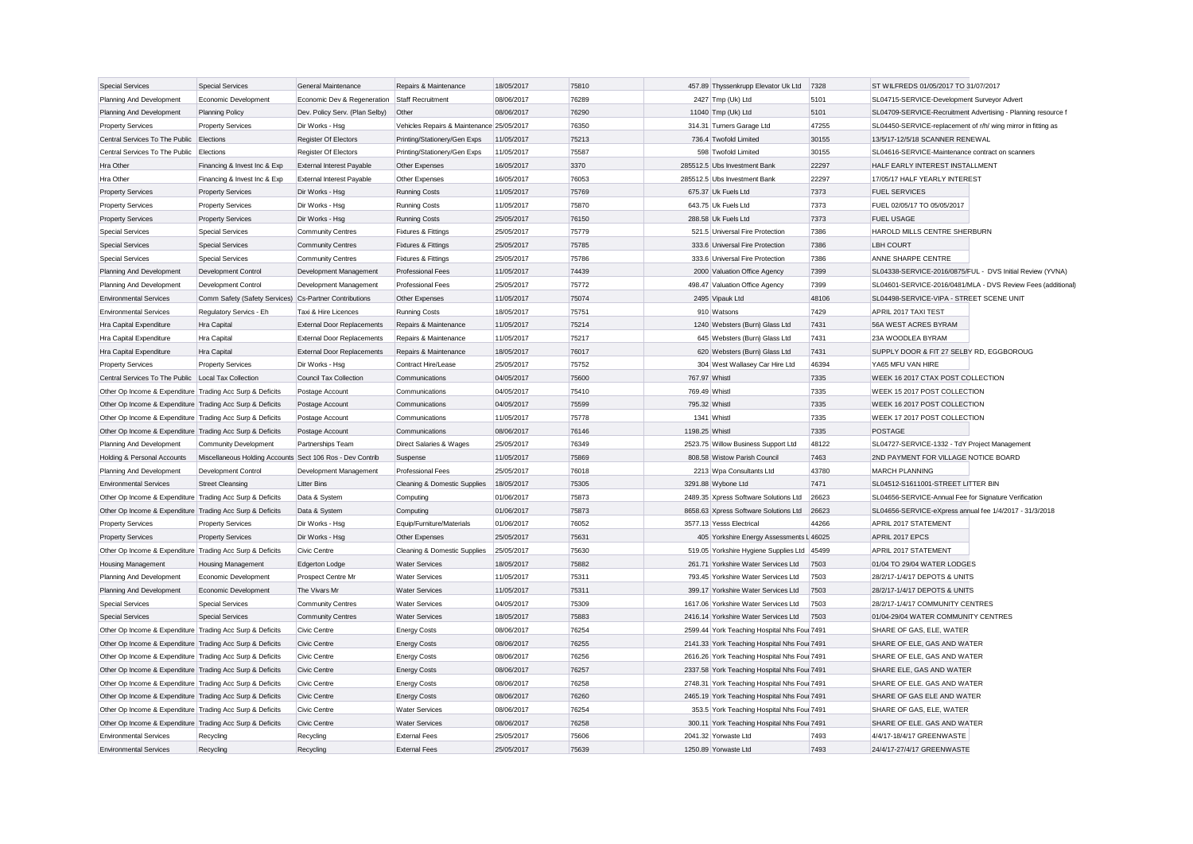| Special Services | Special Services | General Maintenance | Repairs & Maintenance | 18/05/2017 | 75810 | 457.89 | Thyssenkrupp Elevator Uk Ltd | 7328 | ST WILFREDS 01/05/2017 TO 31/07/2017 |
|---|---|---|---|---|---|---|---|---|---|
| Planning And Development | Economic Development | Economic Dev & Regeneration | Staff Recruitment | 08/06/2017 | 76289 | 2427 | Tmp (Uk) Ltd | 5101 | SL04715-SERVICE-Development Surveyor Advert |
| Planning And Development | Planning Policy | Dev. Policy Serv. (Plan Selby) | Other | 08/06/2017 | 76290 | 11040 | Tmp (Uk) Ltd | 5101 | SL04709-SERVICE-Recruitment Advertising - Planning resource f |
| Property Services | Property Services | Dir Works - Hsg | Vehicles Repairs & Maintenance | 25/05/2017 | 76350 | 314.31 | Turners Garage Ltd | 47255 | SL04450-SERVICE-replacement of r/h/ wing mirror in fitting as |
| Central Services To The Public | Elections | Register Of Electors | Printing/Stationery/Gen Exps | 11/05/2017 | 75213 | 736.4 | Twofold Limited | 30155 | 13/5/17-12/5/18 SCANNER RENEWAL |
| Central Services To The Public | Elections | Register Of Electors | Printing/Stationery/Gen Exps | 11/05/2017 | 75587 | 598 | Twofold Limited | 30155 | SL04616-SERVICE-Maintenance contract on scanners |
| Hra Other | Financing & Invest Inc & Exp | External Interest Payable | Other Expenses | 16/05/2017 | 3370 | 285512.5 | Ubs Investment Bank | 22297 | HALF EARLY INTEREST INSTALLMENT |
| Hra Other | Financing & Invest Inc & Exp | External Interest Payable | Other Expenses | 16/05/2017 | 76053 | 285512.5 | Ubs Investment Bank | 22297 | 17/05/17 HALF YEARLY INTEREST |
| Property Services | Property Services | Dir Works - Hsg | Running Costs | 11/05/2017 | 75769 | 675.37 | Uk Fuels Ltd | 7373 | FUEL SERVICES |
| Property Services | Property Services | Dir Works - Hsg | Running Costs | 11/05/2017 | 75870 | 643.75 | Uk Fuels Ltd | 7373 | FUEL 02/05/17 TO 05/05/2017 |
| Property Services | Property Services | Dir Works - Hsg | Running Costs | 25/05/2017 | 76150 | 288.58 | Uk Fuels Ltd | 7373 | FUEL USAGE |
| Special Services | Special Services | Community Centres | Fixtures & Fittings | 25/05/2017 | 75779 | 521.5 | Universal Fire Protection | 7386 | HAROLD MILLS CENTRE SHERBURN |
| Special Services | Special Services | Community Centres | Fixtures & Fittings | 25/05/2017 | 75785 | 333.6 | Universal Fire Protection | 7386 | LBH COURT |
| Special Services | Special Services | Community Centres | Fixtures & Fittings | 25/05/2017 | 75786 | 333.6 | Universal Fire Protection | 7386 | ANNE SHARPE CENTRE |
| Planning And Development | Development Control | Development Management | Professional Fees | 11/05/2017 | 74439 | 2000 | Valuation Office Agency | 7399 | SL04338-SERVICE-2016/0875/FUL - DVS Initial Review (YVNA) |
| Planning And Development | Development Control | Development Management | Professional Fees | 25/05/2017 | 75772 | 498.47 | Valuation Office Agency | 7399 | SL04601-SERVICE-2016/0481/MLA - DVS Review Fees (additional) |
| Environmental Services | Comm Safety (Safety Services) | Cs-Partner Contributions | Other Expenses | 11/05/2017 | 75074 | 2495 | Vipauk Ltd | 48106 | SL04498-SERVICE-VIPA - STREET SCENE UNIT |
| Environmental Services | Regulatory Servics - Eh | Taxi & Hire Licences | Running Costs | 18/05/2017 | 75751 | 910 | Watsons | 7429 | APRIL 2017 TAXI TEST |
| Hra Capital Expenditure | Hra Capital | External Door Replacements | Repairs & Maintenance | 11/05/2017 | 75214 | 1240 | Websters (Burn) Glass Ltd | 7431 | 56A WEST ACRES BYRAM |
| Hra Capital Expenditure | Hra Capital | External Door Replacements | Repairs & Maintenance | 11/05/2017 | 75217 | 645 | Websters (Burn) Glass Ltd | 7431 | 23A WOODLEA BYRAM |
| Hra Capital Expenditure | Hra Capital | External Door Replacements | Repairs & Maintenance | 18/05/2017 | 76017 | 620 | Websters (Burn) Glass Ltd | 7431 | SUPPLY DOOR & FIT 27 SELBY RD, EGGBOROUG |
| Property Services | Property Services | Dir Works - Hsg | Contract Hire/Lease | 25/05/2017 | 75752 | 304 | West Wallasey Car Hire Ltd | 46394 | YA65 MFU VAN HIRE |
| Central Services To The Public | Local Tax Collection | Council Tax Collection | Communications | 04/05/2017 | 75600 | 767.97 | Whistl | 7335 | WEEK 16 2017 CTAX POST COLLECTION |
| Other Op Income & Expenditure | Trading Acc Surp & Deficits | Postage Account | Communications | 04/05/2017 | 75410 | 769.49 | Whistl | 7335 | WEEK 15 2017 POST COLLECTION |
| Other Op Income & Expenditure | Trading Acc Surp & Deficits | Postage Account | Communications | 04/05/2017 | 75599 | 795.32 | Whistl | 7335 | WEEK 16 2017 POST COLLECTION |
| Other Op Income & Expenditure | Trading Acc Surp & Deficits | Postage Account | Communications | 11/05/2017 | 75778 | 1341 | Whistl | 7335 | WEEK 17 2017 POST COLLECTION |
| Other Op Income & Expenditure | Trading Acc Surp & Deficits | Postage Account | Communications | 08/06/2017 | 76146 | 1198.25 | Whistl | 7335 | POSTAGE |
| Planning And Development | Community Development | Partnerships Team | Direct Salaries & Wages | 25/05/2017 | 76349 | 2523.75 | Willow Business Support Ltd | 48122 | SL04727-SERVICE-1332 - TdY Project Management |
| Holding & Personal Accounts | Miscellaneous Holding Accounts | Sect 106 Ros - Dev Contrib | Suspense | 11/05/2017 | 75869 | 808.58 | Wistow Parish Council | 7463 | 2ND PAYMENT FOR VILLAGE NOTICE BOARD |
| Planning And Development | Development Control | Development Management | Professional Fees | 25/05/2017 | 76018 | 2213 | Wpa Consultants Ltd | 43780 | MARCH PLANNING |
| Environmental Services | Street Cleansing | Litter Bins | Cleaning & Domestic Supplies | 18/05/2017 | 75305 | 3291.88 | Wybone Ltd | 7471 | SL04512-SERVICE-S1611001-STREET LITTER BIN |
| Other Op Income & Expenditure | Trading Acc Surp & Deficits | Data & System | Computing | 01/06/2017 | 75873 | 2489.35 | Xpress Software Solutions Ltd | 26623 | SL04656-SERVICE-Annual Fee for Signature Verification |
| Other Op Income & Expenditure | Trading Acc Surp & Deficits | Data & System | Computing | 01/06/2017 | 75873 | 8658.63 | Xpress Software Solutions Ltd | 26623 | SL04656-SERVICE-eXpress annual fee 1/4/2017 - 31/3/2018 |
| Property Services | Property Services | Dir Works - Hsg | Equip/Furniture/Materials | 01/06/2017 | 76052 | 3577.13 | Yesss Electrical | 44266 | APRIL 2017 STATEMENT |
| Property Services | Property Services | Dir Works - Hsg | Other Expenses | 25/05/2017 | 75631 | 405 | Yorkshire Energy Assessments L | 46025 | APRIL 2017 EPCS |
| Other Op Income & Expenditure | Trading Acc Surp & Deficits | Civic Centre | Cleaning & Domestic Supplies | 25/05/2017 | 75630 | 519.05 | Yorkshire Hygiene Supplies Ltd | 45499 | APRIL 2017 STATEMENT |
| Housing Management | Housing Management | Edgerton Lodge | Water Services | 18/05/2017 | 75882 | 261.71 | Yorkshire Water Services Ltd | 7503 | 01/04 TO 29/04 WATER LODGES |
| Planning And Development | Economic Development | Prospect Centre Mr | Water Services | 11/05/2017 | 75311 | 793.45 | Yorkshire Water Services Ltd | 7503 | 28/2/17-1/4/17 DEPOTS & UNITS |
| Planning And Development | Economic Development | The Vivars Mr | Water Services | 11/05/2017 | 75311 | 399.17 | Yorkshire Water Services Ltd | 7503 | 28/2/17-1/4/17 DEPOTS & UNITS |
| Special Services | Special Services | Community Centres | Water Services | 04/05/2017 | 75309 | 1617.06 | Yorkshire Water Services Ltd | 7503 | 28/2/17-1/4/17 COMMUNITY CENTRES |
| Special Services | Special Services | Community Centres | Water Services | 18/05/2017 | 75883 | 2416.14 | Yorkshire Water Services Ltd | 7503 | 01/04-29/04 WATER COMMUNITY CENTRES |
| Other Op Income & Expenditure | Trading Acc Surp & Deficits | Civic Centre | Energy Costs | 08/06/2017 | 76254 | 2599.44 | York Teaching Hospital Nhs Foui | 7491 | SHARE OF GAS, ELE, WATER |
| Other Op Income & Expenditure | Trading Acc Surp & Deficits | Civic Centre | Energy Costs | 08/06/2017 | 76255 | 2141.33 | York Teaching Hospital Nhs Foui | 7491 | SHARE OF ELE, GAS AND WATER |
| Other Op Income & Expenditure | Trading Acc Surp & Deficits | Civic Centre | Energy Costs | 08/06/2017 | 76256 | 2616.26 | York Teaching Hospital Nhs Foui | 7491 | SHARE OF ELE, GAS AND WATER |
| Other Op Income & Expenditure | Trading Acc Surp & Deficits | Civic Centre | Energy Costs | 08/06/2017 | 76257 | 2337.58 | York Teaching Hospital Nhs Foui | 7491 | SHARE ELE, GAS AND WATER |
| Other Op Income & Expenditure | Trading Acc Surp & Deficits | Civic Centre | Energy Costs | 08/06/2017 | 76258 | 2748.31 | York Teaching Hospital Nhs Foui | 7491 | SHARE OF ELE. GAS AND WATER |
| Other Op Income & Expenditure | Trading Acc Surp & Deficits | Civic Centre | Energy Costs | 08/06/2017 | 76260 | 2465.19 | York Teaching Hospital Nhs Foui | 7491 | SHARE OF GAS ELE AND WATER |
| Other Op Income & Expenditure | Trading Acc Surp & Deficits | Civic Centre | Water Services | 08/06/2017 | 76254 | 353.5 | York Teaching Hospital Nhs Foui | 7491 | SHARE OF GAS, ELE, WATER |
| Other Op Income & Expenditure | Trading Acc Surp & Deficits | Civic Centre | Water Services | 08/06/2017 | 76258 | 300.11 | York Teaching Hospital Nhs Foui | 7491 | SHARE OF ELE. GAS AND WATER |
| Environmental Services | Recycling | Recycling | External Fees | 25/05/2017 | 75606 | 2041.32 | Yorwaste Ltd | 7493 | 4/4/17-18/4/17 GREENWASTE |
| Environmental Services | Recycling | Recycling | External Fees | 25/05/2017 | 75639 | 1250.89 | Yorwaste Ltd | 7493 | 24/4/17-27/4/17 GREENWASTE |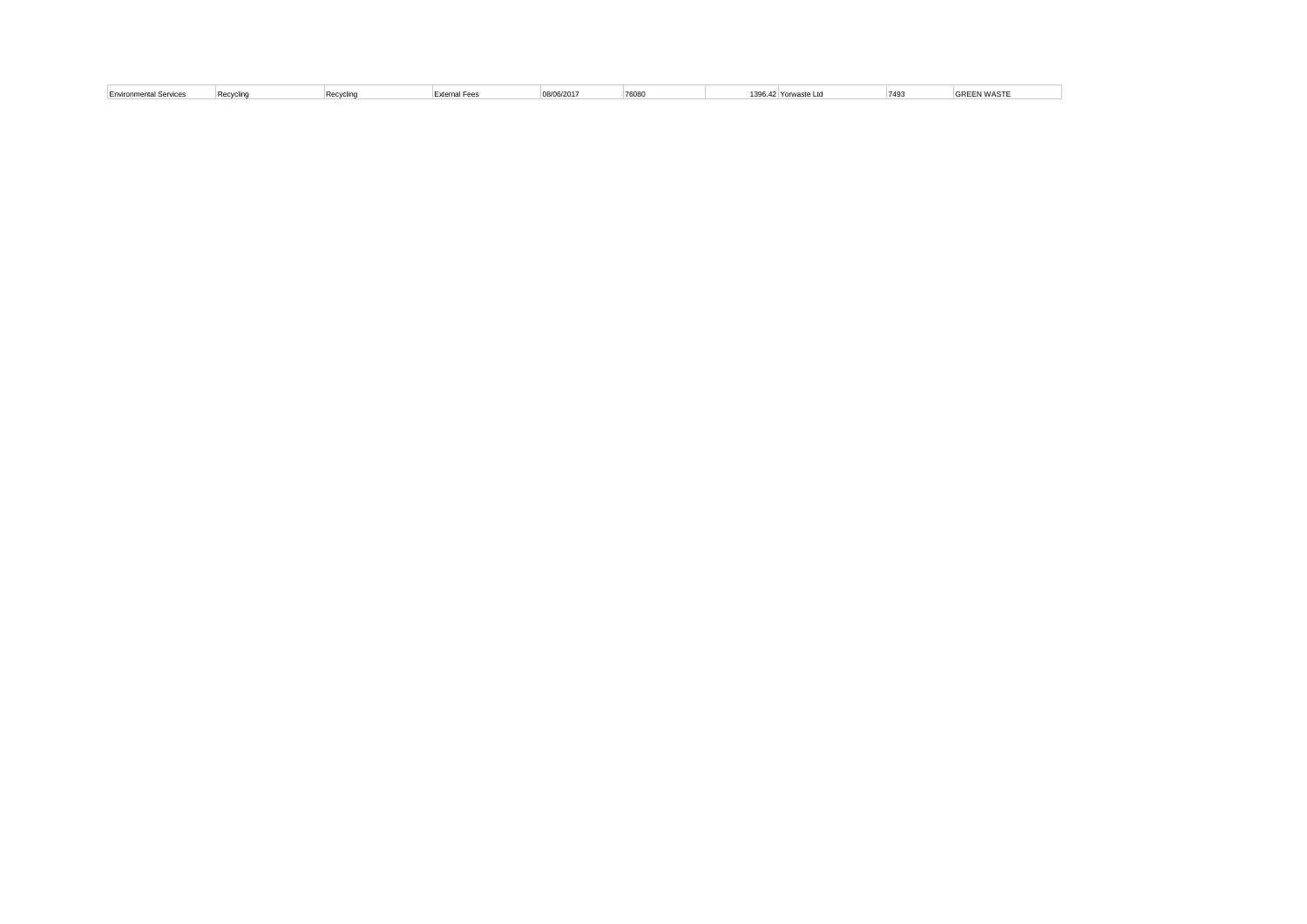| | | | | | | | | | |
|---|---|---|---|---|---|---|---|---|---|
| Environmental Services | Recycling | Recycling | External Fees | 08/06/2017 | 76080 | 1396.42 | Yorwaste Ltd | 7493 | GREEN WASTE |